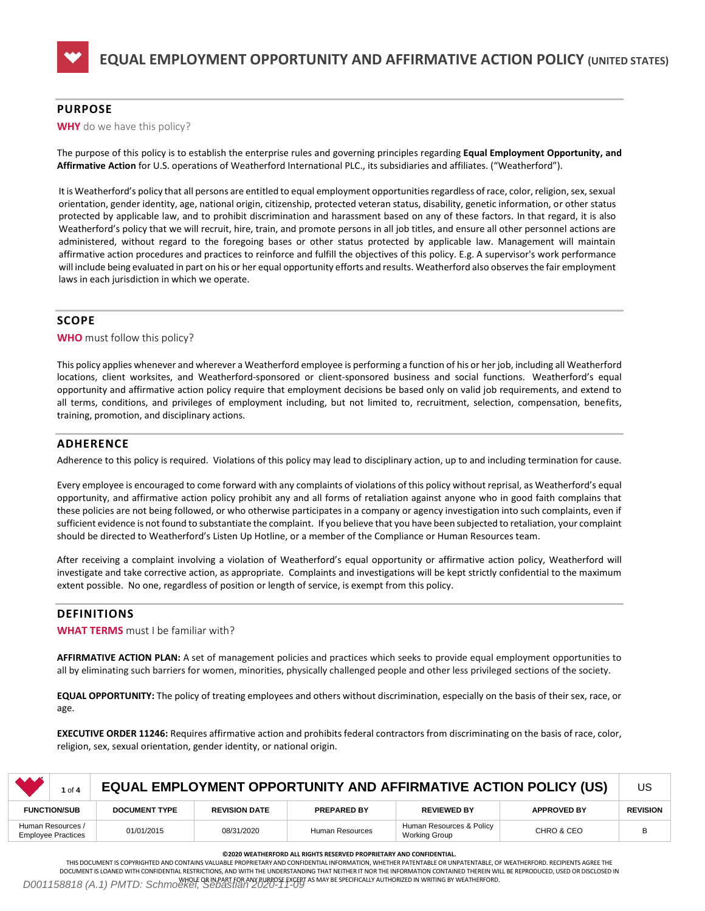# EQUAL EMPLOYMENT OPPORTUNITY AND AFFIRMATIVE ACTION POLICY (UNITED STATES)

## PURPOSE

**WHY** do we have this policy?

The purpose of this policy is to establish the enterprise rules and governing principles regarding **Equal Employment Opportunity, and Affirmative Action** for U.S. operations of Weatherford International PLC., its subsidiaries and affiliates. ("Weatherford").

It is Weatherford's policy that all persons are entitled to equal employment opportunities regardless of race, color, religion, sex, sexual orientation, gender identity, age, national origin, citizenship, protected veteran status, disability, genetic information, or other status protected by applicable law, and to prohibit discrimination and harassment based on any of these factors. In that regard, it is also Weatherford's policy that we will recruit, hire, train, and promote persons in all job titles, and ensure all other personnel actions are administered, without regard to the foregoing bases or other status protected by applicable law. Management will maintain affirmative action procedures and practices to reinforce and fulfill the objectives of this policy. E.g. A supervisor's work performance will include being evaluated in part on his or her equal opportunity efforts and results. Weatherford also observes the fair employment laws in each jurisdiction in which we operate.

## SCOPE

**WHO** must follow this policy?

This policy applies whenever and wherever a Weatherford employee is performing a function of his or her job, including all Weatherford locations, client worksites, and Weatherford-sponsored or client-sponsored business and social functions. Weatherford's equal opportunity and affirmative action policy require that employment decisions be based only on valid job requirements, and extend to all terms, conditions, and privileges of employment including, but not limited to, recruitment, selection, compensation, benefits, training, promotion, and disciplinary actions.

## ADHERENCE

Adherence to this policy is required. Violations of this policy may lead to disciplinary action, up to and including termination for cause.

Every employee is encouraged to come forward with any complaints of violations of this policy without reprisal, as Weatherford's equal opportunity, and affirmative action policy prohibit any and all forms of retaliation against anyone who in good faith complains that these policies are not being followed, or who otherwise participates in a company or agency investigation into such complaints, even if sufficient evidence is not found to substantiate the complaint. If you believe that you have been subjected to retaliation, your complaint should be directed to Weatherford's Listen Up Hotline, or a member of the Compliance or Human Resources team.

After receiving a complaint involving a violation of Weatherford's equal opportunity or affirmative action policy, Weatherford will investigate and take corrective action, as appropriate. Complaints and investigations will be kept strictly confidential to the maximum extent possible. No one, regardless of position or length of service, is exempt from this policy.

## DEFINITIONS

**WHAT TERMS** must I be familiar with?

**AFFIRMATIVE ACTION PLAN:** A set of management policies and practices which seeks to provide equal employment opportunities to all by eliminating such barriers for women, minorities, physically challenged people and other less privileged sections of the society.

**EQUAL OPPORTUNITY:** The policy of treating employees and others without discrimination, especially on the basis of their sex, race, or age.

**EXECUTIVE ORDER 11246:** Requires affirmative action and prohibits federal contractors from discriminating on the basis of race, color, religion, sex, sexual orientation, gender identity, or national origin.

| FUNCTION/SUB | DOCUMENT TYPE | REVISION DATE | PREPARED BY | REVIEWED BY | APPROVED BY | REVISION |
|---|---|---|---|---|---|---|
| Human Resources / Employee Practices | 01/01/2015 | 08/31/2020 | Human Resources | Human Resources & Policy Working Group | CHRO & CEO | B |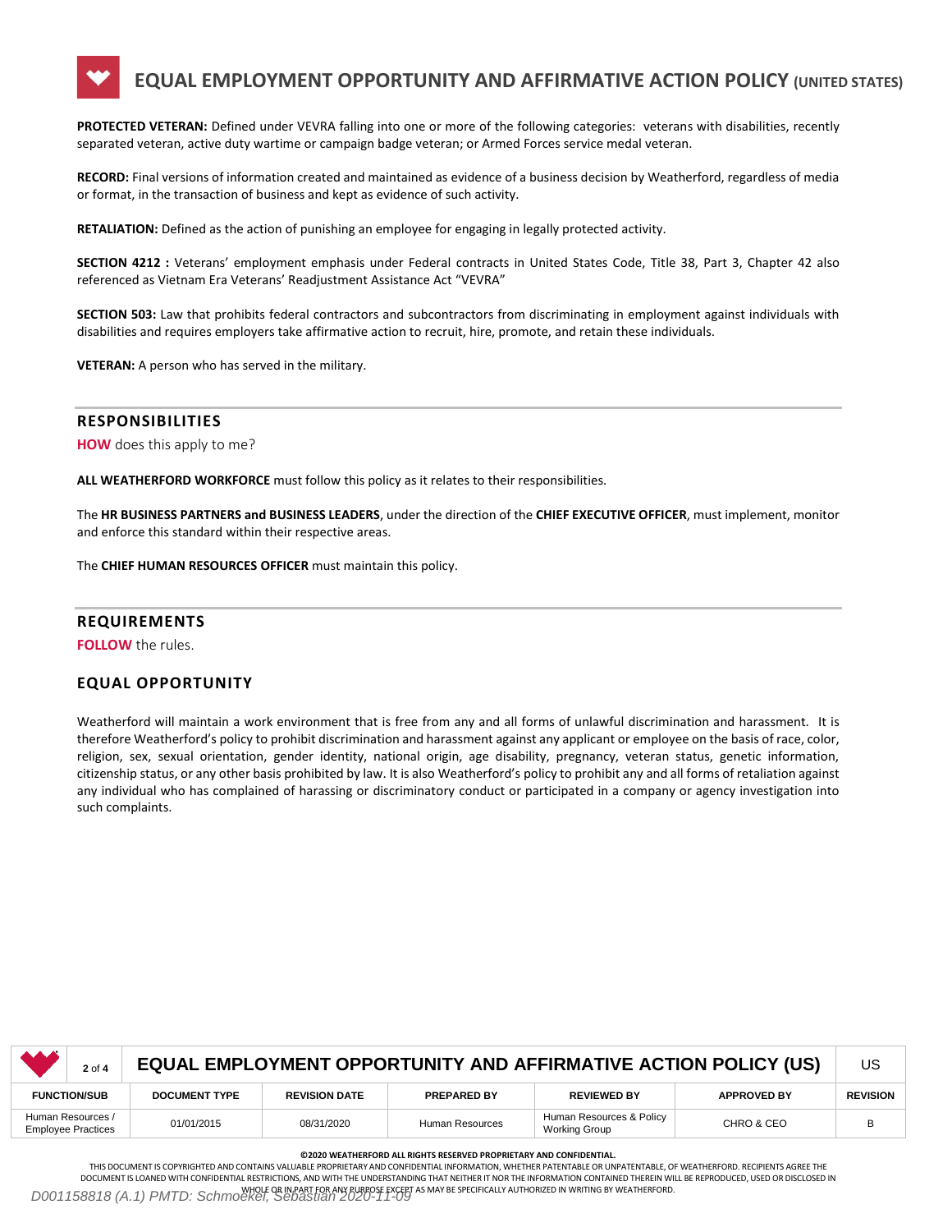**PROTECTED VETERAN:** Defined under VEVRA falling into one or more of the following categories: veterans with disabilities, recently separated veteran, active duty wartime or campaign badge veteran; or Armed Forces service medal veteran.

**RECORD:** Final versions of information created and maintained as evidence of a business decision by Weatherford, regardless of media or format, in the transaction of business and kept as evidence of such activity.

**RETALIATION:** Defined as the action of punishing an employee for engaging in legally protected activity.

**SECTION 4212 :** Veterans' employment emphasis under Federal contracts in United States Code, Title 38, Part 3, Chapter 42 also referenced as Vietnam Era Veterans' Readjustment Assistance Act "VEVRA"

**SECTION 503:** Law that prohibits federal contractors and subcontractors from discriminating in employment against individuals with disabilities and requires employers take affirmative action to recruit, hire, promote, and retain these individuals.

**VETERAN:** A person who has served in the military.

## RESPONSIBILITIES

**HOW** does this apply to me?

**ALL WEATHERFORD WORKFORCE** must follow this policy as it relates to their responsibilities.

The **HR BUSINESS PARTNERS and BUSINESS LEADERS**, under the direction of the **CHIEF EXECUTIVE OFFICER**, must implement, monitor and enforce this standard within their respective areas.

The **CHIEF HUMAN RESOURCES OFFICER** must maintain this policy.

## REQUIREMENTS

**FOLLOW** the rules.

### EQUAL OPPORTUNITY

Weatherford will maintain a work environment that is free from any and all forms of unlawful discrimination and harassment. It is therefore Weatherford's policy to prohibit discrimination and harassment against any applicant or employee on the basis of race, color, religion, sex, sexual orientation, gender identity, national origin, age disability, pregnancy, veteran status, genetic information, citizenship status, or any other basis prohibited by law. It is also Weatherford's policy to prohibit any and all forms of retaliation against any individual who has complained of harassing or discriminatory conduct or participated in a company or agency investigation into such complaints.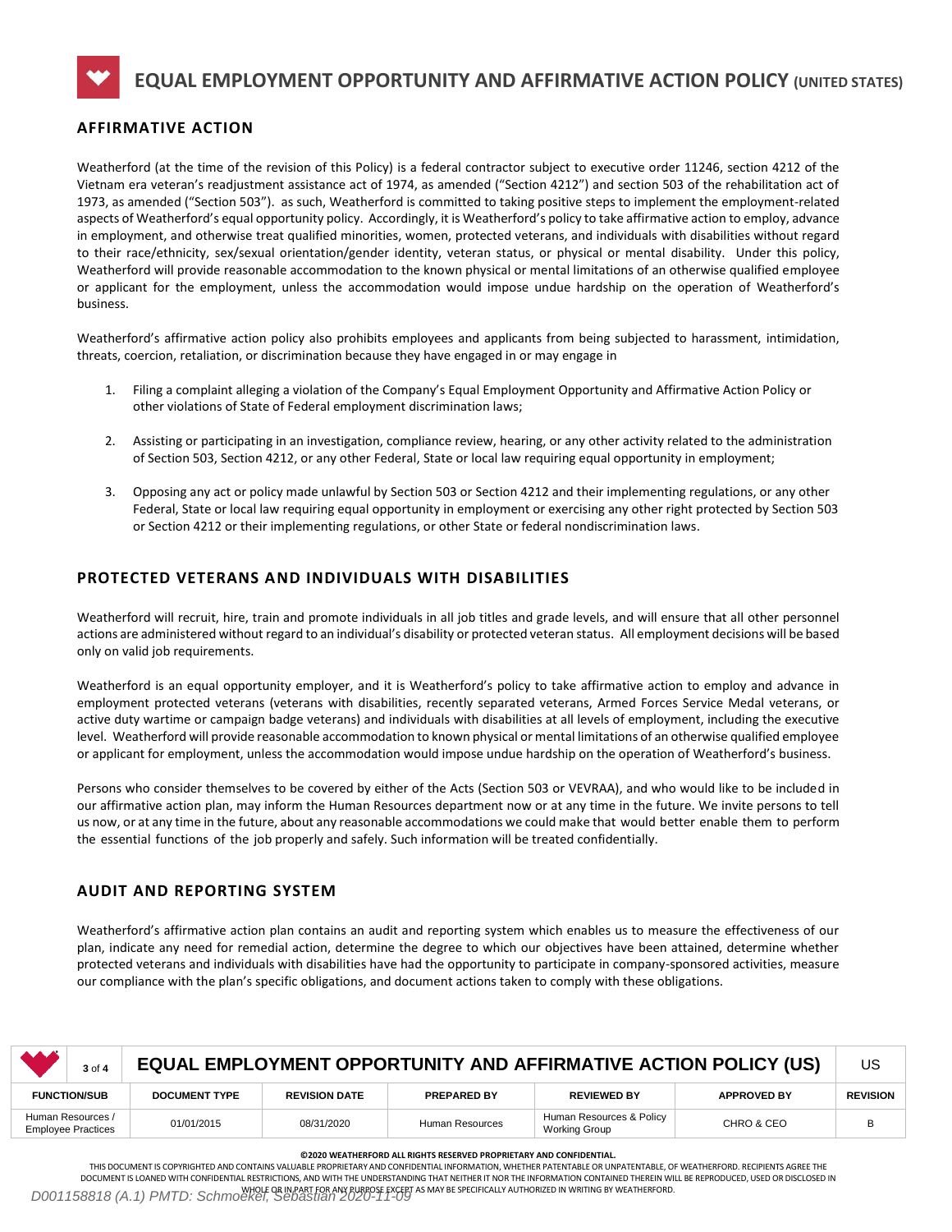# EQUAL EMPLOYMENT OPPORTUNITY AND AFFIRMATIVE ACTION POLICY (UNITED STATES)

## AFFIRMATIVE ACTION

Weatherford (at the time of the revision of this Policy) is a federal contractor subject to executive order 11246, section 4212 of the Vietnam era veteran's readjustment assistance act of 1974, as amended ("Section 4212") and section 503 of the rehabilitation act of 1973, as amended ("Section 503"). as such, Weatherford is committed to taking positive steps to implement the employment-related aspects of Weatherford's equal opportunity policy. Accordingly, it is Weatherford's policy to take affirmative action to employ, advance in employment, and otherwise treat qualified minorities, women, protected veterans, and individuals with disabilities without regard to their race/ethnicity, sex/sexual orientation/gender identity, veteran status, or physical or mental disability. Under this policy, Weatherford will provide reasonable accommodation to the known physical or mental limitations of an otherwise qualified employee or applicant for the employment, unless the accommodation would impose undue hardship on the operation of Weatherford's business.

Weatherford's affirmative action policy also prohibits employees and applicants from being subjected to harassment, intimidation, threats, coercion, retaliation, or discrimination because they have engaged in or may engage in

1. Filing a complaint alleging a violation of the Company's Equal Employment Opportunity and Affirmative Action Policy or other violations of State of Federal employment discrimination laws;
2. Assisting or participating in an investigation, compliance review, hearing, or any other activity related to the administration of Section 503, Section 4212, or any other Federal, State or local law requiring equal opportunity in employment;
3. Opposing any act or policy made unlawful by Section 503 or Section 4212 and their implementing regulations, or any other Federal, State or local law requiring equal opportunity in employment or exercising any other right protected by Section 503 or Section 4212 or their implementing regulations, or other State or federal nondiscrimination laws.

## PROTECTED VETERANS AND INDIVIDUALS WITH DISABILITIES

Weatherford will recruit, hire, train and promote individuals in all job titles and grade levels, and will ensure that all other personnel actions are administered without regard to an individual's disability or protected veteran status. All employment decisions will be based only on valid job requirements.

Weatherford is an equal opportunity employer, and it is Weatherford's policy to take affirmative action to employ and advance in employment protected veterans (veterans with disabilities, recently separated veterans, Armed Forces Service Medal veterans, or active duty wartime or campaign badge veterans) and individuals with disabilities at all levels of employment, including the executive level. Weatherford will provide reasonable accommodation to known physical or mental limitations of an otherwise qualified employee or applicant for employment, unless the accommodation would impose undue hardship on the operation of Weatherford's business.

Persons who consider themselves to be covered by either of the Acts (Section 503 or VEVRAA), and who would like to be included in our affirmative action plan, may inform the Human Resources department now or at any time in the future. We invite persons to tell us now, or at any time in the future, about any reasonable accommodations we could make that would better enable them to perform the essential functions of the job properly and safely. Such information will be treated confidentially.

## AUDIT AND REPORTING SYSTEM

Weatherford's affirmative action plan contains an audit and reporting system which enables us to measure the effectiveness of our plan, indicate any need for remedial action, determine the degree to which our objectives have been attained, determine whether protected veterans and individuals with disabilities have had the opportunity to participate in company-sponsored activities, measure our compliance with the plan's specific obligations, and document actions taken to comply with these obligations.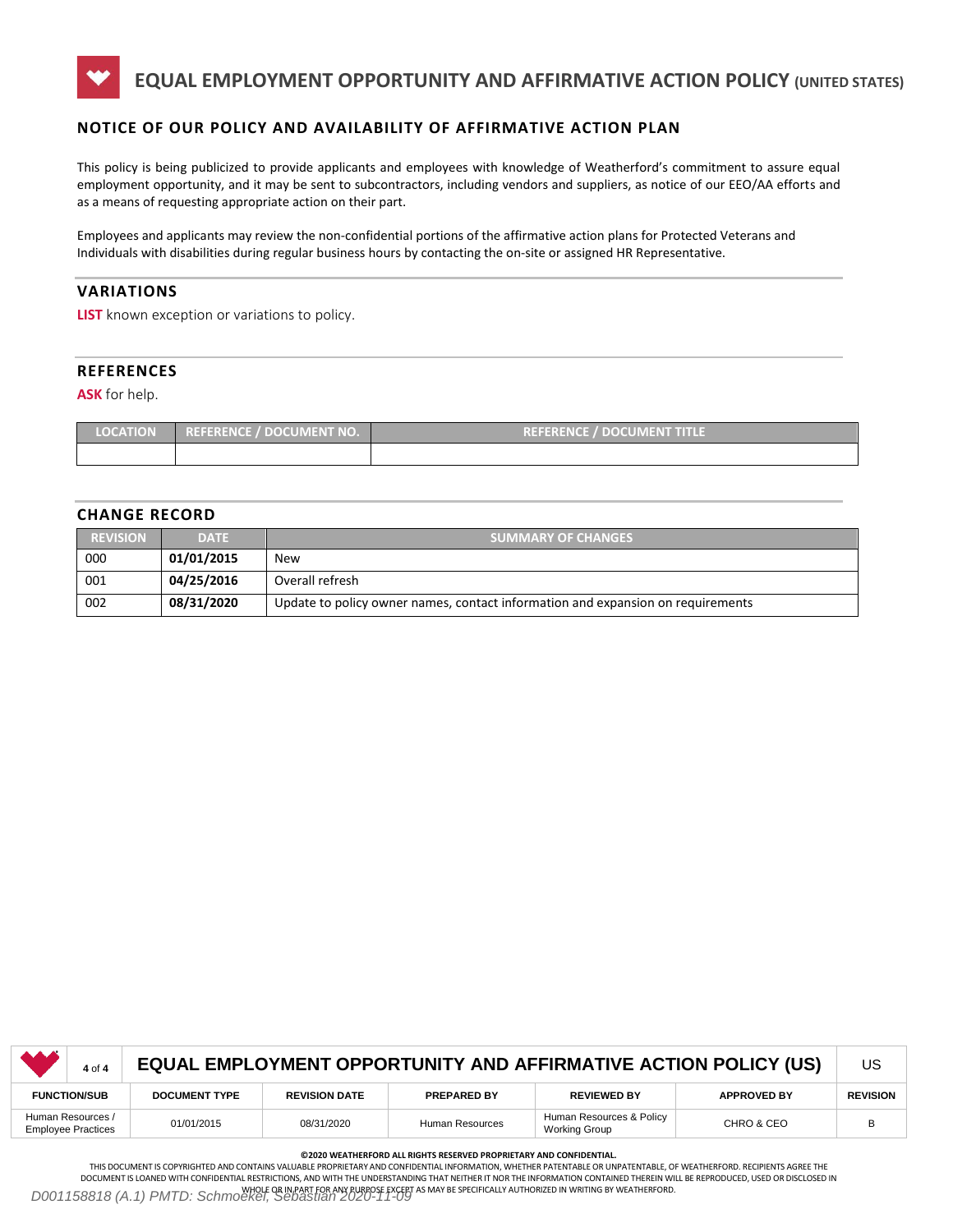# EQUAL EMPLOYMENT OPPORTUNITY AND AFFIRMATIVE ACTION POLICY (UNITED STATES)

## NOTICE OF OUR POLICY AND AVAILABILITY OF AFFIRMATIVE ACTION PLAN

This policy is being publicized to provide applicants and employees with knowledge of Weatherford's commitment to assure equal employment opportunity, and it may be sent to subcontractors, including vendors and suppliers, as notice of our EEO/AA efforts and as a means of requesting appropriate action on their part.

Employees and applicants may review the non-confidential portions of the affirmative action plans for Protected Veterans and Individuals with disabilities during regular business hours by contacting the on-site or assigned HR Representative.

## VARIATIONS

**LIST** known exception or variations to policy.

## REFERENCES

**ASK** for help.

| LOCATION | REFERENCE / DOCUMENT NO. | REFERENCE / DOCUMENT TITLE |
|---|---|---|
| | | |

## CHANGE RECORD

| REVISION | DATE | SUMMARY OF CHANGES |
|---|---|---|
| 000 | **01/01/2015** | New |
| 001 | **04/25/2016** | Overall refresh |
| 002 | **08/31/2020** | Update to policy owner names, contact information and expansion on requirements |

| FUNCTION/SUB | DOCUMENT TYPE | REVISION DATE | PREPARED BY | REVIEWED BY | APPROVED BY | REVISION |
|---|---|---|---|---|---|---|
| Human Resources / Employee Practices | 01/01/2015 | 08/31/2020 | Human Resources | Human Resources & Policy Working Group | CHRO & CEO | B |

**©2020 WEATHERFORD ALL RIGHTS RESERVED PROPRIETARY AND CONFIDENTIAL.**

THIS DOCUMENT IS COPYRIGHTED AND CONTAINS VALUABLE PROPRIETARY AND CONFIDENTIAL INFORMATION, WHETHER PATENTABLE OR UNPATENTABLE, OF WEATHERFORD. RECIPIENTS AGREE THE DOCUMENT IS LOANED WITH CONFIDENTIAL RESTRICTIONS, AND WITH THE UNDERSTANDING THAT NEITHER IT NOR THE INFORMATION CONTAINED THEREIN WILL BE REPRODUCED, USED OR DISCLOSED IN WHOLE OR IN PART FOR ANY PURPOSE EXCEPT AS MAY BE SPECIFICALLY AUTHORIZED IN WRITING BY WEATHERFORD.

*D001158818 (A.1) PMTD: Schmoekel, Sebastian 2020-11-09*